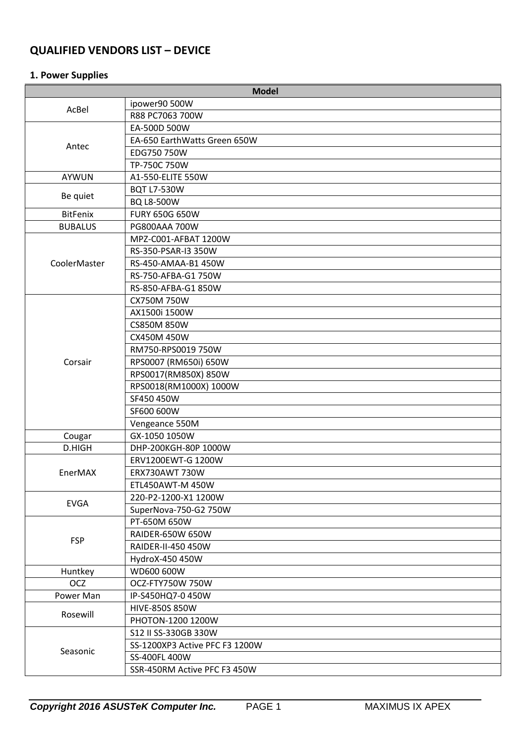# QUALIFIED VENDORS LIST – DEVICE

## 1. Power Supplies

| Model | |
|---|---|
| AcBel | ipower90 500W |
| | R88 PC7063 700W |
| Antec | EA-500D 500W |
| | EA-650 EarthWatts Green 650W |
| | EDG750 750W |
| | TP-750C 750W |
| AYWUN | A1-550-ELITE 550W |
| Be quiet | BQT L7-530W |
| | BQ L8-500W |
| BitFenix | FURY 650G 650W |
| BUBALUS | PG800AAA 700W |
| CoolerMaster | MPZ-C001-AFBAT 1200W |
| | RS-350-PSAR-I3 350W |
| | RS-450-AMAA-B1 450W |
| | RS-750-AFBA-G1 750W |
| | RS-850-AFBA-G1 850W |
| Corsair | CX750M 750W |
| | AX1500i 1500W |
| | CS850M 850W |
| | CX450M 450W |
| | RM750-RPS0019 750W |
| | RPS0007 (RM650i) 650W |
| | RPS0017(RM850X) 850W |
| | RPS0018(RM1000X) 1000W |
| | SF450 450W |
| | SF600 600W |
| | Vengeance 550M |
| Cougar | GX-1050 1050W |
| D.HIGH | DHP-200KGH-80P 1000W |
| EnerMAX | ERV1200EWT-G 1200W |
| | ERX730AWT 730W |
| | ETL450AWT-M 450W |
| EVGA | 220-P2-1200-X1 1200W |
| | SuperNova-750-G2 750W |
| FSP | PT-650M 650W |
| | RAIDER-650W 650W |
| | RAIDER-II-450 450W |
| | HydroX-450 450W |
| Huntkey | WD600 600W |
| OCZ | OCZ-FTY750W 750W |
| Power Man | IP-S450HQ7-0 450W |
| Rosewill | HIVE-850S 850W |
| | PHOTON-1200 1200W |
| Seasonic | S12 II SS-330GB 330W |
| | SS-1200XP3 Active PFC F3 1200W |
| | SS-400FL 400W |
| | SSR-450RM Active PFC F3 450W |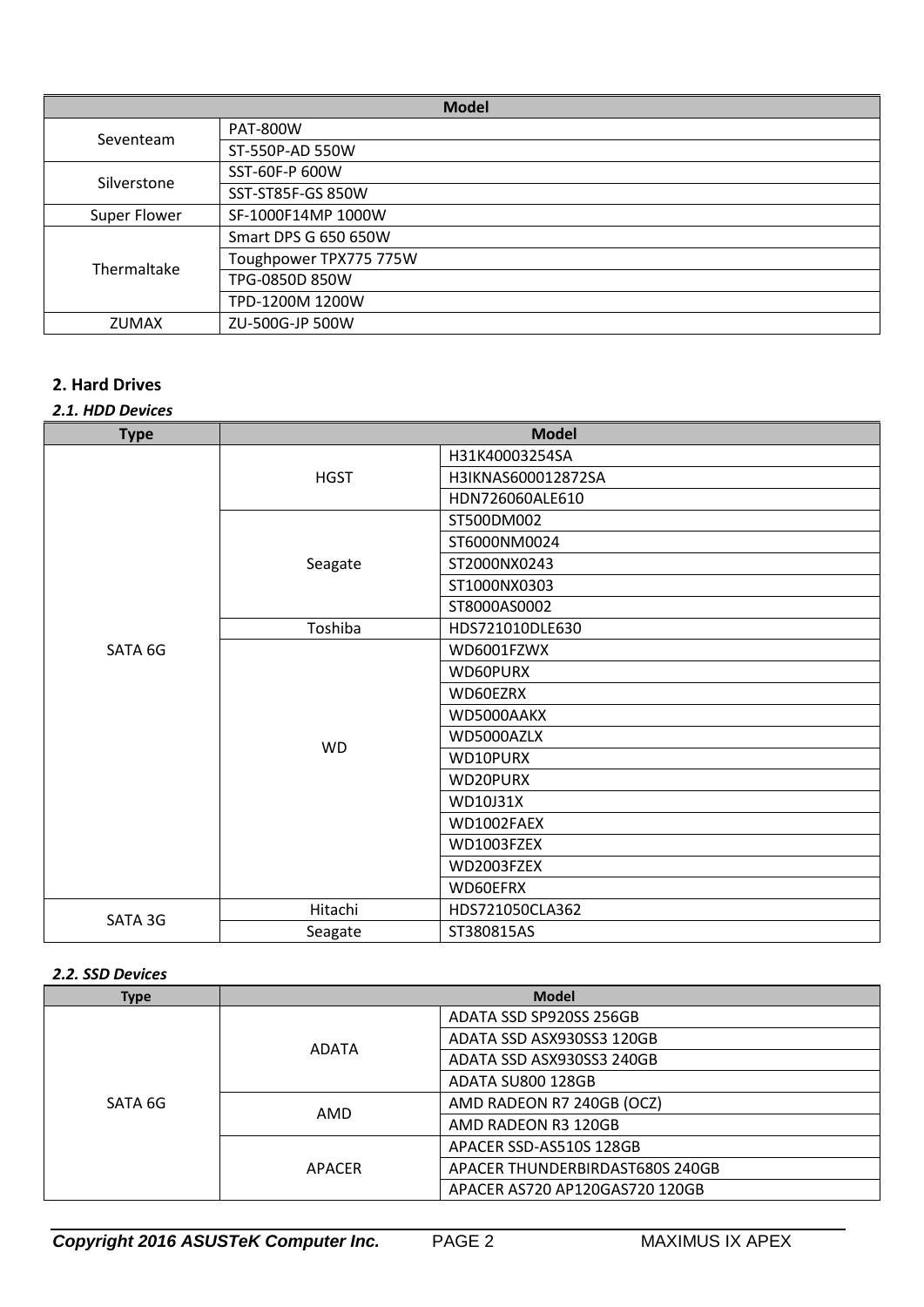| Model | |
|---|---|
| Seventeam | PAT-800W |
| | ST-550P-AD 550W |
| Silverstone | SST-60F-P 600W |
| | SST-ST85F-GS 850W |
| Super Flower | SF-1000F14MP 1000W |
| Thermaltake | Smart DPS G 650 650W |
| | Toughpower TPX775 775W |
| | TPG-0850D 850W |
| | TPD-1200M 1200W |
| ZUMAX | ZU-500G-JP 500W |

## 2. Hard Drives

### *2.1. HDD Devices*

| Type | Model | |
|---|---|---|
| SATA 6G | HGST | H31K40003254SA |
| | | H3IKNAS600012872SA |
| | | HDN726060ALE610 |
| | Seagate | ST500DM002 |
| | | ST6000NM0024 |
| | | ST2000NX0243 |
| | | ST1000NX0303 |
| | | ST8000AS0002 |
| | Toshiba | HDS721010DLE630 |
| | WD | WD6001FZWX |
| | | WD60PURX |
| | | WD60EZRX |
| | | WD5000AAKX |
| | | WD5000AZLX |
| | | WD10PURX |
| | | WD20PURX |
| | | WD10J31X |
| | | WD1002FAEX |
| | | WD1003FZEX |
| | | WD2003FZEX |
| | | WD60EFRX |
| SATA 3G | Hitachi | HDS721050CLA362 |
| | Seagate | ST380815AS |

### *2.2. SSD Devices*

| Type | Model | |
|---|---|---|
| SATA 6G | ADATA | ADATA SSD SP920SS 256GB |
| | | ADATA SSD ASX930SS3 120GB |
| | | ADATA SSD ASX930SS3 240GB |
| | | ADATA SU800 128GB |
| | AMD | AMD RADEON R7 240GB (OCZ) |
| | | AMD RADEON R3 120GB |
| | APACER | APACER SSD-AS510S 128GB |
| | | APACER THUNDERBIRDAST680S 240GB |
| | | APACER AS720 AP120GAS720 120GB |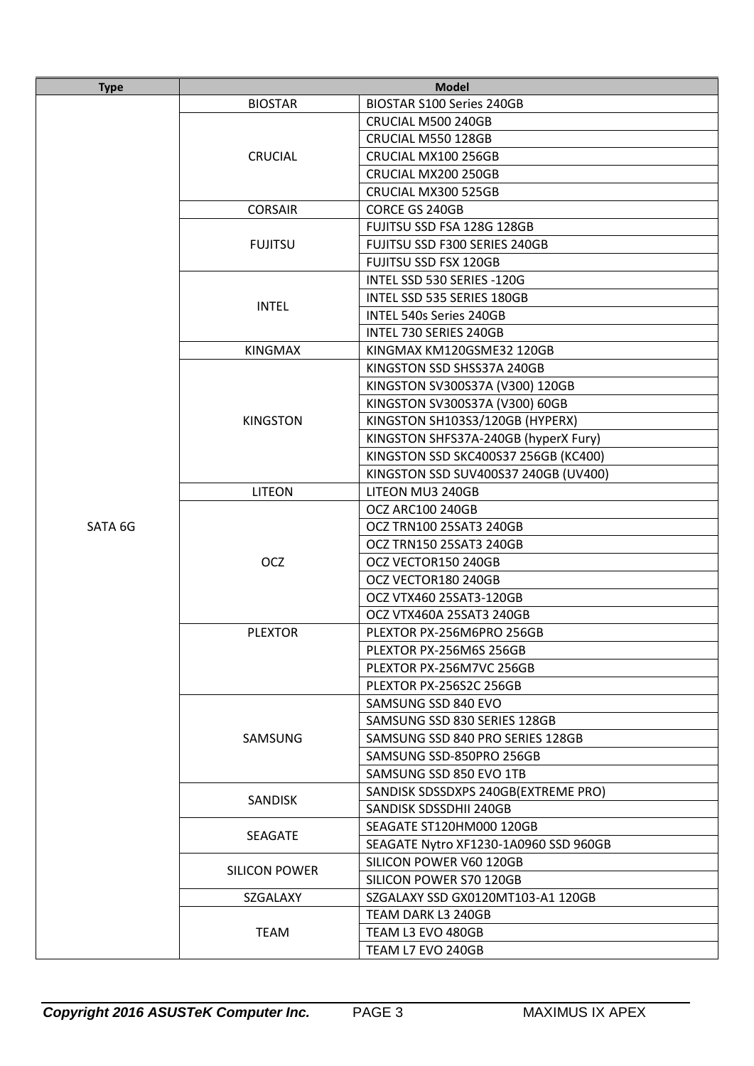| Type | Model | |
|---|---|---|
| SATA 6G | BIOSTAR | BIOSTAR S100 Series 240GB |
| | CRUCIAL | CRUCIAL M500 240GB |
| | | CRUCIAL M550 128GB |
| | | CRUCIAL MX100 256GB |
| | | CRUCIAL MX200 250GB |
| | | CRUCIAL MX300 525GB |
| | CORSAIR | CORCE GS 240GB |
| | FUJITSU | FUJITSU SSD FSA 128G 128GB |
| | | FUJITSU SSD F300 SERIES 240GB |
| | | FUJITSU SSD FSX 120GB |
| | INTEL | INTEL SSD 530 SERIES -120G |
| | | INTEL SSD 535 SERIES 180GB |
| | | INTEL 540s Series 240GB |
| | | INTEL 730 SERIES 240GB |
| | KINGMAX | KINGMAX KM120GSME32 120GB |
| | KINGSTON | KINGSTON SSD SHSS37A 240GB |
| | | KINGSTON SV300S37A (V300) 120GB |
| | | KINGSTON SV300S37A (V300) 60GB |
| | | KINGSTON SH103S3/120GB (HYPERX) |
| | | KINGSTON SHFS37A-240GB (hyperX Fury) |
| | | KINGSTON SSD SKC400S37 256GB (KC400) |
| | | KINGSTON SSD SUV400S37 240GB (UV400) |
| | LITEON | LITEON MU3 240GB |
| | OCZ | OCZ ARC100 240GB |
| | | OCZ TRN100 25SAT3 240GB |
| | | OCZ TRN150 25SAT3 240GB |
| | | OCZ VECTOR150 240GB |
| | | OCZ VECTOR180 240GB |
| | | OCZ VTX460 25SAT3-120GB |
| | | OCZ VTX460A 25SAT3 240GB |
| | PLEXTOR | PLEXTOR PX-256M6PRO 256GB |
| | | PLEXTOR PX-256M6S 256GB |
| | | PLEXTOR PX-256M7VC 256GB |
| | | PLEXTOR PX-256S2C 256GB |
| | SAMSUNG | SAMSUNG SSD 840 EVO |
| | | SAMSUNG SSD 830 SERIES 128GB |
| | | SAMSUNG SSD 840 PRO SERIES 128GB |
| | | SAMSUNG SSD-850PRO 256GB |
| | | SAMSUNG SSD 850 EVO 1TB |
| | SANDISK | SANDISK SDSSDXPS 240GB(EXTREME PRO) |
| | | SANDISK SDSSDHII 240GB |
| | SEAGATE | SEAGATE ST120HM000 120GB |
| | | SEAGATE Nytro XF1230-1A0960 SSD 960GB |
| | SILICON POWER | SILICON POWER V60 120GB |
| | | SILICON POWER S70 120GB |
| | SZGALAXY | SZGALAXY SSD GX0120MT103-A1 120GB |
| | TEAM | TEAM DARK L3 240GB |
| | | TEAM L3 EVO 480GB |
| | | TEAM L7 EVO 240GB |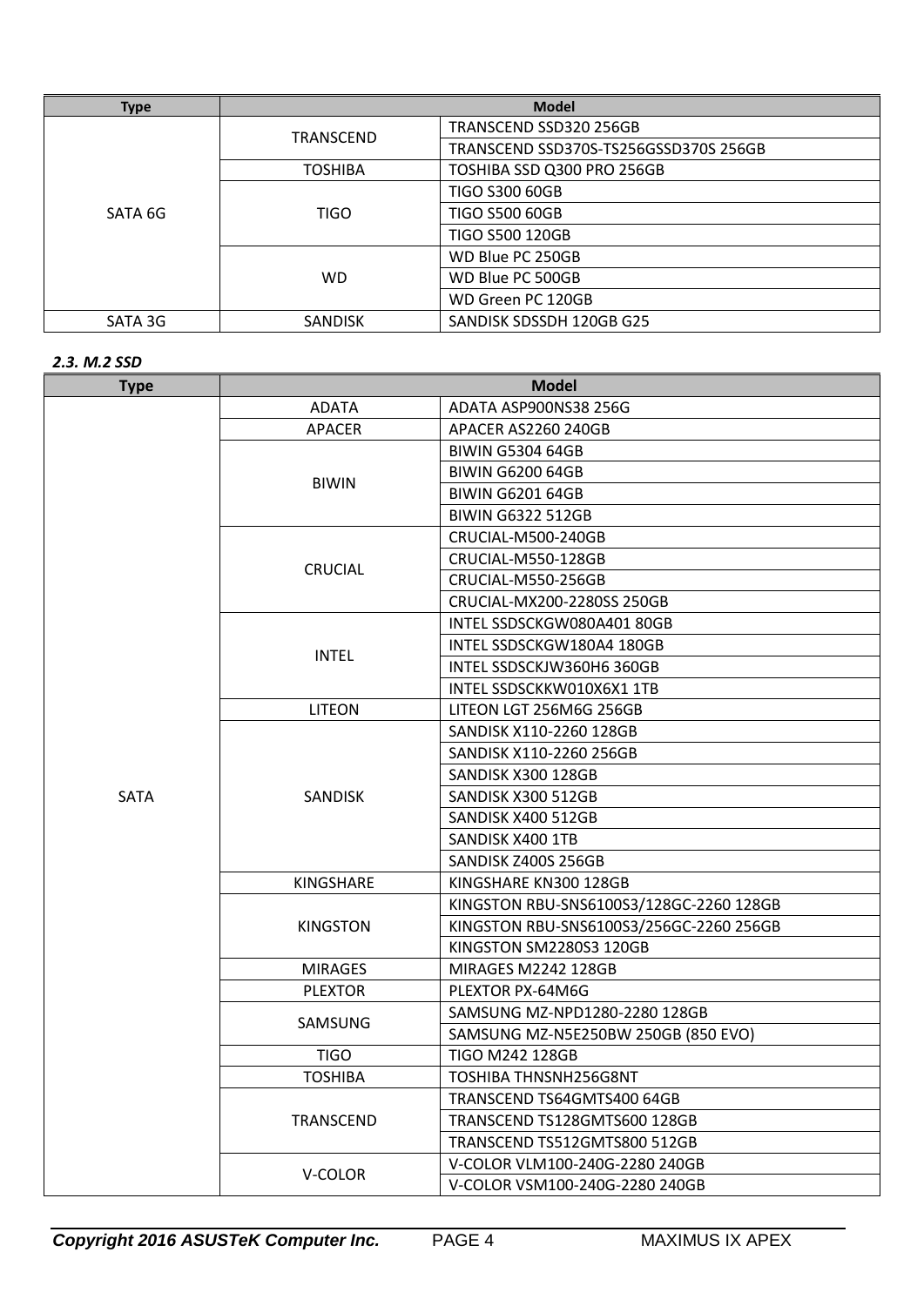| Type | Model | |
|---|---|---|
| SATA 6G | TRANSCEND | TRANSCEND SSD320 256GB |
| | | TRANSCEND SSD370S-TS256GSSD370S 256GB |
| | TOSHIBA | TOSHIBA SSD Q300 PRO 256GB |
| | TIGO | TIGO S300 60GB |
| | | TIGO S500 60GB |
| | | TIGO S500 120GB |
| | WD | WD Blue PC 250GB |
| | | WD Blue PC 500GB |
| | | WD Green PC 120GB |
| SATA 3G | SANDISK | SANDISK SDSSDH 120GB G25 |

***2.3. M.2 SSD***

| Type | Model | |
|---|---|---|
| SATA | ADATA | ADATA ASP900NS38 256G |
| | APACER | APACER AS2260 240GB |
| | BIWIN | BIWIN G5304 64GB |
| | | BIWIN G6200 64GB |
| | | BIWIN G6201 64GB |
| | | BIWIN G6322 512GB |
| | CRUCIAL | CRUCIAL-M500-240GB |
| | | CRUCIAL-M550-128GB |
| | | CRUCIAL-M550-256GB |
| | | CRUCIAL-MX200-2280SS 250GB |
| | INTEL | INTEL SSDSCKGW080A401 80GB |
| | | INTEL SSDSCKGW180A4 180GB |
| | | INTEL SSDSCKJW360H6 360GB |
| | | INTEL SSDSCKKW010X6X1 1TB |
| | LITEON | LITEON LGT 256M6G 256GB |
| | SANDISK | SANDISK X110-2260 128GB |
| | | SANDISK X110-2260 256GB |
| | | SANDISK X300 128GB |
| | | SANDISK X300 512GB |
| | | SANDISK X400 512GB |
| | | SANDISK X400 1TB |
| | | SANDISK Z400S 256GB |
| | KINGSHARE | KINGSHARE KN300 128GB |
| | KINGSTON | KINGSTON RBU-SNS6100S3/128GC-2260 128GB |
| | | KINGSTON RBU-SNS6100S3/256GC-2260 256GB |
| | | KINGSTON SM2280S3 120GB |
| | MIRAGES | MIRAGES M2242 128GB |
| | PLEXTOR | PLEXTOR PX-64M6G |
| | SAMSUNG | SAMSUNG MZ-NPD1280-2280 128GB |
| | | SAMSUNG MZ-N5E250BW 250GB (850 EVO) |
| | TIGO | TIGO M242 128GB |
| | TOSHIBA | TOSHIBA THNSNH256G8NT |
| | TRANSCEND | TRANSCEND TS64GMTS400 64GB |
| | | TRANSCEND TS128GMTS600 128GB |
| | | TRANSCEND TS512GMTS800 512GB |
| | V-COLOR | V-COLOR VLM100-240G-2280 240GB |
| | | V-COLOR VSM100-240G-2280 240GB |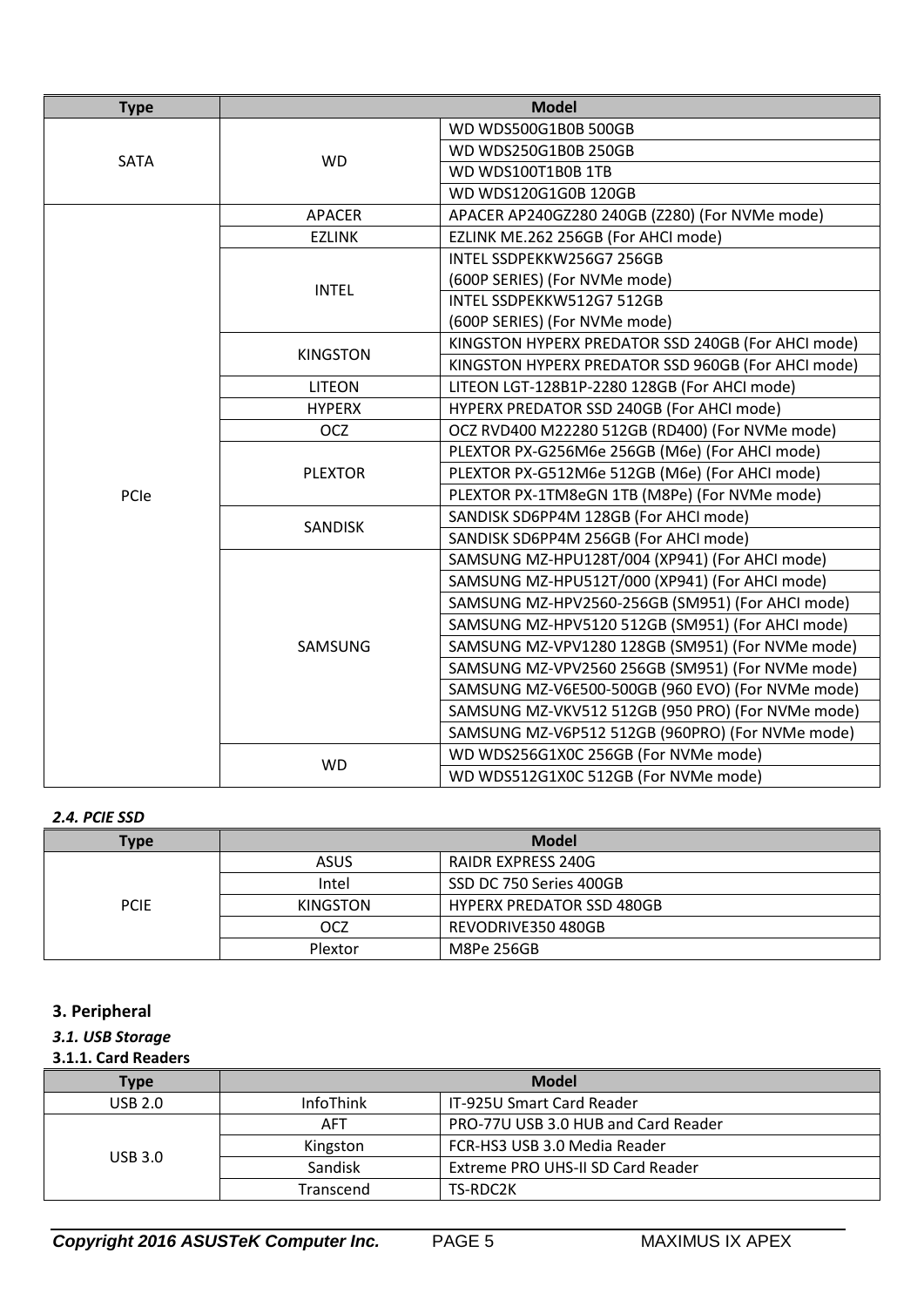| Type | Model | |
|---|---|---|
| SATA | WD | WD WDS500G1B0B 500GB |
| | | WD WDS250G1B0B 250GB |
| | | WD WDS100T1B0B 1TB |
| | | WD WDS120G1G0B 120GB |
| PCIe | APACER | APACER AP240GZ280 240GB (Z280) (For NVMe mode) |
| | EZLINK | EZLINK ME.262 256GB (For AHCI mode) |
| | INTEL | INTEL SSDPEKKW256G7 256GB (600P SERIES) (For NVMe mode) |
| | | INTEL SSDPEKKW512G7 512GB (600P SERIES) (For NVMe mode) |
| | KINGSTON | KINGSTON HYPERX PREDATOR SSD 240GB (For AHCI mode) |
| | | KINGSTON HYPERX PREDATOR SSD 960GB (For AHCI mode) |
| | LITEON | LITEON LGT-128B1P-2280 128GB (For AHCI mode) |
| | HYPERX | HYPERX PREDATOR SSD 240GB (For AHCI mode) |
| | OCZ | OCZ RVD400 M22280 512GB (RD400) (For NVMe mode) |
| | PLEXTOR | PLEXTOR PX-G256M6e 256GB (M6e) (For AHCI mode) |
| | | PLEXTOR PX-G512M6e 512GB (M6e) (For AHCI mode) |
| | | PLEXTOR PX-1TM8eGN 1TB (M8Pe) (For NVMe mode) |
| | SANDISK | SANDISK SD6PP4M 128GB (For AHCI mode) |
| | | SANDISK SD6PP4M 256GB (For AHCI mode) |
| | SAMSUNG | SAMSUNG MZ-HPU128T/004 (XP941) (For AHCI mode) |
| | | SAMSUNG MZ-HPU512T/000 (XP941) (For AHCI mode) |
| | | SAMSUNG MZ-HPV2560-256GB (SM951) (For AHCI mode) |
| | | SAMSUNG MZ-HPV5120 512GB (SM951) (For AHCI mode) |
| | | SAMSUNG MZ-VPV1280 128GB (SM951) (For NVMe mode) |
| | | SAMSUNG MZ-VPV2560 256GB (SM951) (For NVMe mode) |
| | | SAMSUNG MZ-V6E500-500GB (960 EVO) (For NVMe mode) |
| | | SAMSUNG MZ-VKV512 512GB (950 PRO) (For NVMe mode) |
| | | SAMSUNG MZ-V6P512 512GB (960PRO) (For NVMe mode) |
| | WD | WD WDS256G1X0C 256GB (For NVMe mode) |
| | | WD WDS512G1X0C 512GB (For NVMe mode) |

***2.4. PCIE SSD***

| Type | Model | |
|---|---|---|
| PCIE | ASUS | RAIDR EXPRESS 240G |
| | Intel | SSD DC 750 Series 400GB |
| | KINGSTON | HYPERX PREDATOR SSD 480GB |
| | OCZ | REVODRIVE350 480GB |
| | Plextor | M8Pe 256GB |

## 3. Peripheral

***3.1. USB Storage***

**3.1.1. Card Readers**

| Type | Model | |
|---|---|---|
| USB 2.0 | InfoThink | IT-925U Smart Card Reader |
| USB 3.0 | AFT | PRO-77U USB 3.0 HUB and Card Reader |
| | Kingston | FCR-HS3 USB 3.0 Media Reader |
| | Sandisk | Extreme PRO UHS-II SD Card Reader |
| | Transcend | TS-RDC2K |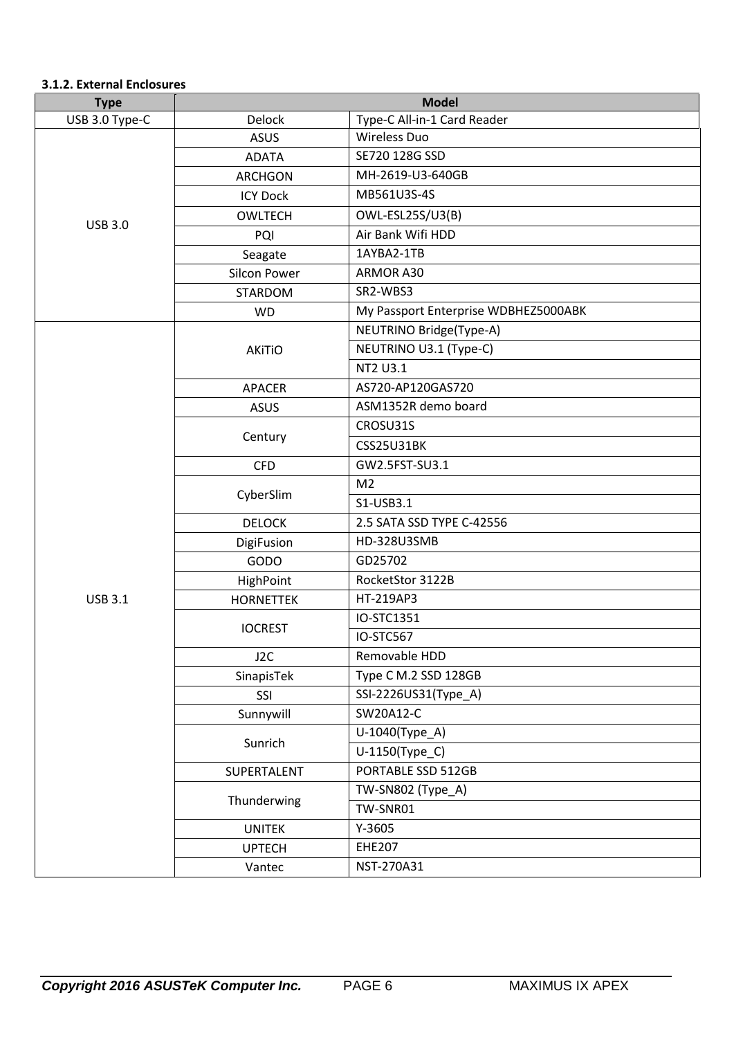### 3.1.2. External Enclosures

| Type | Model | |
|---|---|---|
| USB 3.0 Type-C | Delock | Type-C All-in-1 Card Reader |
| USB 3.0 | ASUS | Wireless Duo |
| | ADATA | SE720 128G SSD |
| | ARCHGON | MH-2619-U3-640GB |
| | ICY Dock | MB561U3S-4S |
| | OWLTECH | OWL-ESL25S/U3(B) |
| | PQI | Air Bank Wifi HDD |
| | Seagate | 1AYBA2-1TB |
| | Silcon Power | ARMOR A30 |
| | STARDOM | SR2-WBS3 |
| | WD | My Passport Enterprise WDBHEZ5000ABK |
| USB 3.1 | AKiTiO | NEUTRINO Bridge(Type-A) |
| | | NEUTRINO U3.1 (Type-C) |
| | | NT2 U3.1 |
| | APACER | AS720-AP120GAS720 |
| | ASUS | ASM1352R demo board |
| | Century | CROSU31S |
| | | CSS25U31BK |
| | CFD | GW2.5FST-SU3.1 |
| | CyberSlim | M2 |
| | | S1-USB3.1 |
| | DELOCK | 2.5 SATA SSD TYPE C-42556 |
| | DigiFusion | HD-328U3SMB |
| | GODO | GD25702 |
| | HighPoint | RocketStor 3122B |
| | HORNETTEK | HT-219AP3 |
| | IOCREST | IO-STC1351 |
| | | IO-STC567 |
| | J2C | Removable HDD |
| | SinapisTek | Type C M.2 SSD 128GB |
| | SSI | SSI-2226US31(Type_A) |
| | Sunnywill | SW20A12-C |
| | Sunrich | U-1040(Type_A) |
| | | U-1150(Type_C) |
| | SUPERTALENT | PORTABLE SSD 512GB |
| | Thunderwing | TW-SN802 (Type_A) |
| | | TW-SNR01 |
| | UNITEK | Y-3605 |
| | UPTECH | EHE207 |
| | Vantec | NST-270A31 |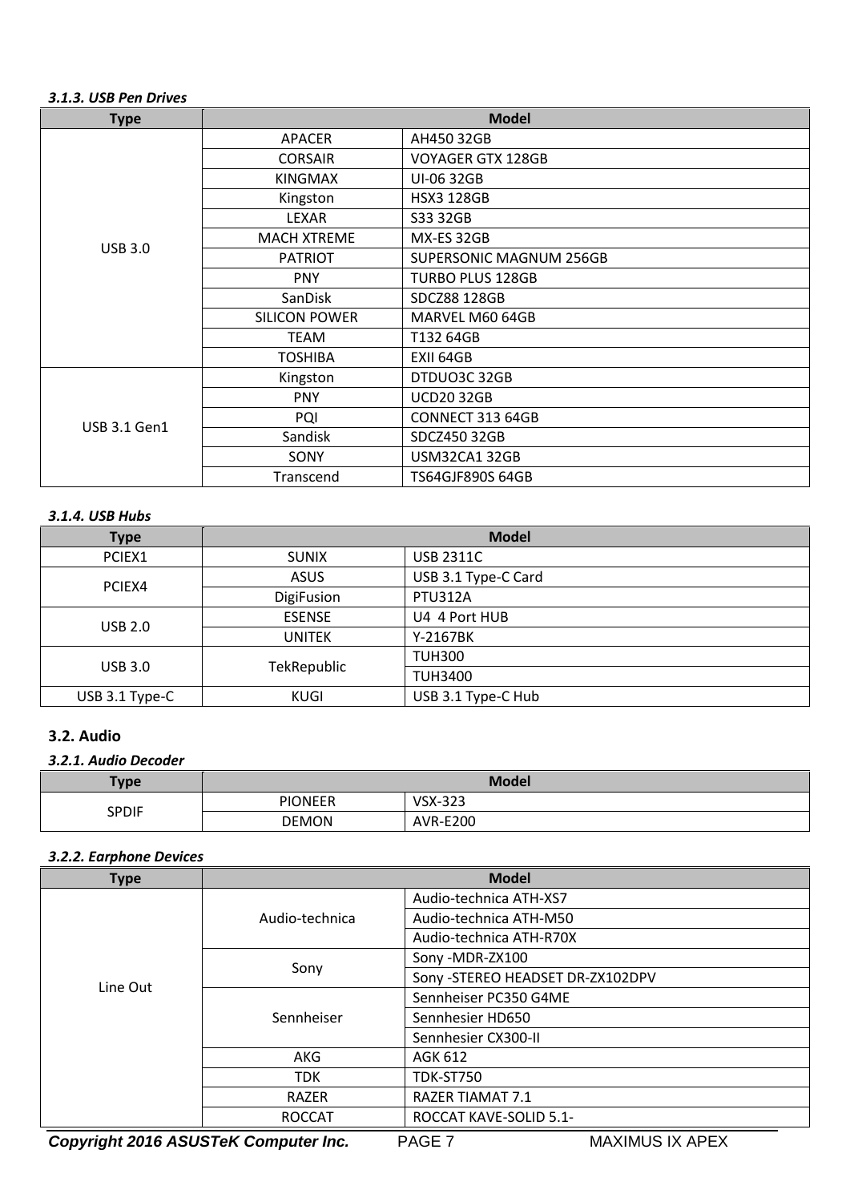#### *3.1.3. USB Pen Drives*

| Type | Model | |
|---|---|---|
| USB 3.0 | APACER | AH450 32GB |
| | CORSAIR | VOYAGER GTX 128GB |
| | KINGMAX | UI-06 32GB |
| | Kingston | HSX3 128GB |
| | LEXAR | S33 32GB |
| | MACH XTREME | MX-ES 32GB |
| | PATRIOT | SUPERSONIC MAGNUM 256GB |
| | PNY | TURBO PLUS 128GB |
| | SanDisk | SDCZ88 128GB |
| | SILICON POWER | MARVEL M60 64GB |
| | TEAM | T132 64GB |
| | TOSHIBA | EXII 64GB |
| USB 3.1 Gen1 | Kingston | DTDUO3C 32GB |
| | PNY | UCD20 32GB |
| | PQI | CONNECT 313 64GB |
| | Sandisk | SDCZ450 32GB |
| | SONY | USM32CA1 32GB |
| | Transcend | TS64GJF890S 64GB |

#### *3.1.4. USB Hubs*

| Type | Model | |
|---|---|---|
| PCIEX1 | SUNIX | USB 2311C |
| PCIEX4 | ASUS | USB 3.1 Type-C Card |
| | DigiFusion | PTU312A |
| USB 2.0 | ESENSE | U4 4 Port HUB |
| | UNITEK | Y-2167BK |
| USB 3.0 | TekRepublic | TUH300 |
| | | TUH3400 |
| USB 3.1 Type-C | KUGI | USB 3.1 Type-C Hub |

### 3.2. Audio

#### *3.2.1. Audio Decoder*

| Type | Model | |
|---|---|---|
| SPDIF | PIONEER | VSX-323 |
| | DEMON | AVR-E200 |

#### *3.2.2. Earphone Devices*

| Type | Model | |
|---|---|---|
| Line Out | Audio-technica | Audio-technica ATH-XS7 |
| | | Audio-technica ATH-M50 |
| | | Audio-technica ATH-R70X |
| | Sony | Sony -MDR-ZX100 |
| | | Sony -STEREO HEADSET DR-ZX102DPV |
| | Sennheiser | Sennheiser PC350 G4ME |
| | | Sennhesier HD650 |
| | | Sennhesier CX300-II |
| | AKG | AGK 612 |
| | TDK | TDK-ST750 |
| | RAZER | RAZER TIAMAT 7.1 |
| | ROCCAT | ROCCAT KAVE-SOLID 5.1- |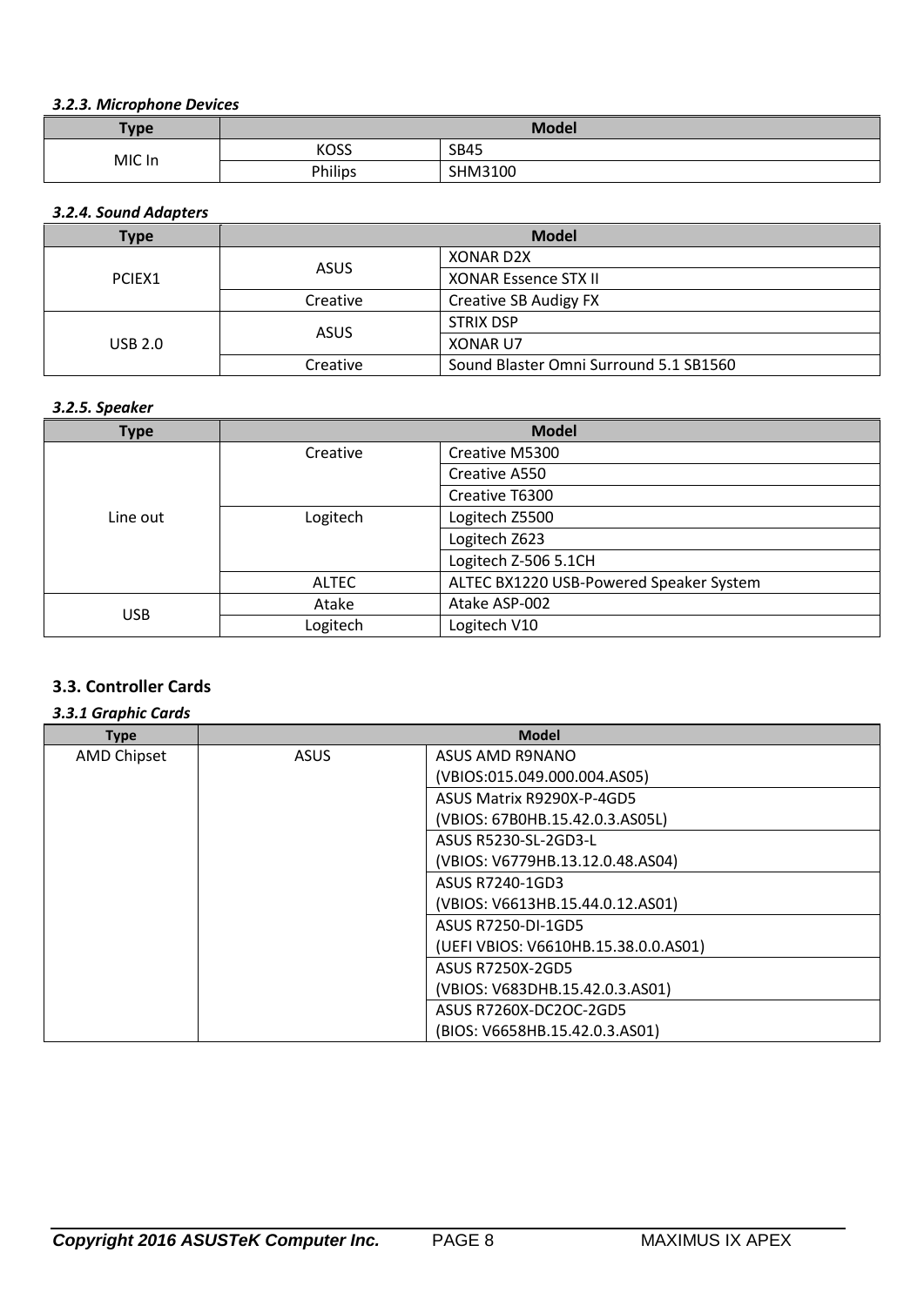#### *3.2.3. Microphone Devices*

| Type | Model | |
|---|---|---|
| MIC In | KOSS | SB45 |
| | Philips | SHM3100 |

#### *3.2.4. Sound Adapters*

| Type | Model | |
|---|---|---|
| PCIEX1 | ASUS | XONAR D2X |
| | | XONAR Essence STX II |
| | Creative | Creative SB Audigy FX |
| USB 2.0 | ASUS | STRIX DSP |
| | | XONAR U7 |
| | Creative | Sound Blaster Omni Surround 5.1 SB1560 |

#### *3.2.5. Speaker*

| Type | Model | |
|---|---|---|
| Line out | Creative | Creative M5300 |
| | | Creative A550 |
| | | Creative T6300 |
| | Logitech | Logitech Z5500 |
| | | Logitech Z623 |
| | | Logitech Z-506 5.1CH |
| | ALTEC | ALTEC BX1220 USB-Powered Speaker System |
| USB | Atake | Atake ASP-002 |
| | Logitech | Logitech V10 |

### 3.3. Controller Cards

#### *3.3.1 Graphic Cards*

| Type | Model | |
|---|---|---|
| AMD Chipset | ASUS | ASUS AMD R9NANO (VBIOS:015.049.000.004.AS05) |
| | | ASUS Matrix R9290X-P-4GD5 (VBIOS: 67B0HB.15.42.0.3.AS05L) |
| | | ASUS R5230-SL-2GD3-L (VBIOS: V6779HB.13.12.0.48.AS04) |
| | | ASUS R7240-1GD3 (VBIOS: V6613HB.15.44.0.12.AS01) |
| | | ASUS R7250-DI-1GD5 (UEFI VBIOS: V6610HB.15.38.0.0.AS01) |
| | | ASUS R7250X-2GD5 (VBIOS: V683DHB.15.42.0.3.AS01) |
| | | ASUS R7260X-DC2OC-2GD5 (BIOS: V6658HB.15.42.0.3.AS01) |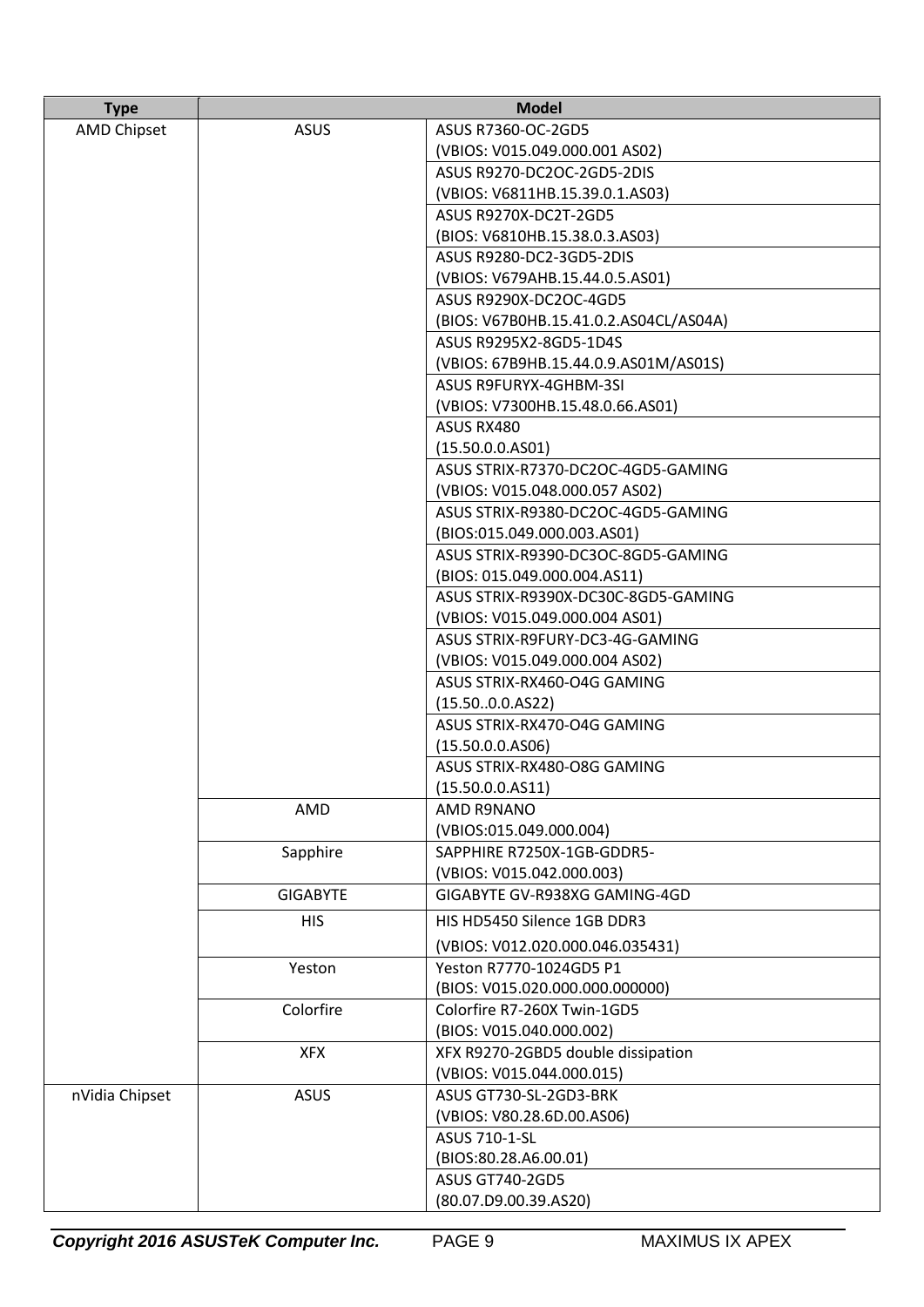| Type | Model | |
|---|---|---|
| AMD Chipset | ASUS | ASUS R7360-OC-2GD5 (VBIOS: V015.049.000.001 AS02) |
| | | ASUS R9270-DC2OC-2GD5-2DIS (VBIOS: V6811HB.15.39.0.1.AS03) |
| | | ASUS R9270X-DC2T-2GD5 (BIOS: V6810HB.15.38.0.3.AS03) |
| | | ASUS R9280-DC2-3GD5-2DIS (VBIOS: V679AHB.15.44.0.5.AS01) |
| | | ASUS R9290X-DC2OC-4GD5 (BIOS: V67B0HB.15.41.0.2.AS04CL/AS04A) |
| | | ASUS R9295X2-8GD5-1D4S (VBIOS: 67B9HB.15.44.0.9.AS01M/AS01S) |
| | | ASUS R9FURYX-4GHBM-3SI (VBIOS: V7300HB.15.48.0.66.AS01) |
| | | ASUS RX480 (15.50.0.0.AS01) |
| | | ASUS STRIX-R7370-DC2OC-4GD5-GAMING (VBIOS: V015.048.000.057 AS02) |
| | | ASUS STRIX-R9380-DC2OC-4GD5-GAMING (BIOS:015.049.000.003.AS01) |
| | | ASUS STRIX-R9390-DC3OC-8GD5-GAMING (BIOS: 015.049.000.004.AS11) |
| | | ASUS STRIX-R9390X-DC30C-8GD5-GAMING (VBIOS: V015.049.000.004 AS01) |
| | | ASUS STRIX-R9FURY-DC3-4G-GAMING (VBIOS: V015.049.000.004 AS02) |
| | | ASUS STRIX-RX460-O4G GAMING (15.50..0.0.AS22) |
| | | ASUS STRIX-RX470-O4G GAMING (15.50.0.0.AS06) |
| | | ASUS STRIX-RX480-O8G GAMING (15.50.0.0.AS11) |
| | AMD | AMD R9NANO (VBIOS:015.049.000.004) |
| | Sapphire | SAPPHIRE R7250X-1GB-GDDR5- (VBIOS: V015.042.000.003) |
| | GIGABYTE | GIGABYTE GV-R938XG GAMING-4GD |
| | HIS | HIS HD5450 Silence 1GB DDR3 (VBIOS: V012.020.000.046.035431) |
| | Yeston | Yeston R7770-1024GD5 P1 (BIOS: V015.020.000.000.000000) |
| | Colorfire | Colorfire R7-260X Twin-1GD5 (BIOS: V015.040.000.002) |
| | XFX | XFX R9270-2GBD5 double dissipation (VBIOS: V015.044.000.015) |
| nVidia Chipset | ASUS | ASUS GT730-SL-2GD3-BRK (VBIOS: V80.28.6D.00.AS06) |
| | | ASUS 710-1-SL (BIOS:80.28.A6.00.01) |
| | | ASUS GT740-2GD5 (80.07.D9.00.39.AS20) |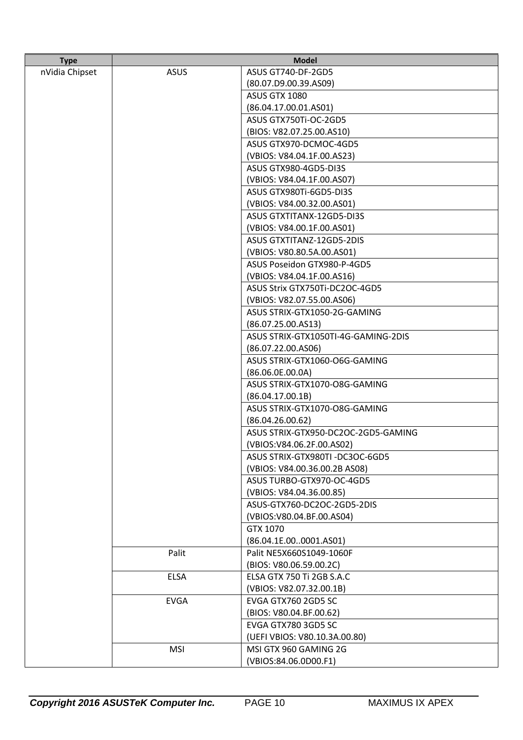| Type | Model | |
|---|---|---|
| nVidia Chipset | ASUS | ASUS GT740-DF-2GD5 (80.07.D9.00.39.AS09) |
| | | ASUS GTX 1080 (86.04.17.00.01.AS01) |
| | | ASUS GTX750Ti-OC-2GD5 (BIOS: V82.07.25.00.AS10) |
| | | ASUS GTX970-DCMOC-4GD5 (VBIOS: V84.04.1F.00.AS23) |
| | | ASUS GTX980-4GD5-DI3S (VBIOS: V84.04.1F.00.AS07) |
| | | ASUS GTX980Ti-6GD5-DI3S (VBIOS: V84.00.32.00.AS01) |
| | | ASUS GTXTITANX-12GD5-DI3S (VBIOS: V84.00.1F.00.AS01) |
| | | ASUS GTXTITANZ-12GD5-2DIS (VBIOS: V80.80.5A.00.AS01) |
| | | ASUS Poseidon GTX980-P-4GD5 (VBIOS: V84.04.1F.00.AS16) |
| | | ASUS Strix GTX750Ti-DC2OC-4GD5 (VBIOS: V82.07.55.00.AS06) |
| | | ASUS STRIX-GTX1050-2G-GAMING (86.07.25.00.AS13) |
| | | ASUS STRIX-GTX1050TI-4G-GAMING-2DIS (86.07.22.00.AS06) |
| | | ASUS STRIX-GTX1060-O6G-GAMING (86.06.0E.00.0A) |
| | | ASUS STRIX-GTX1070-O8G-GAMING (86.04.17.00.1B) |
| | | ASUS STRIX-GTX1070-O8G-GAMING (86.04.26.00.62) |
| | | ASUS STRIX-GTX950-DC2OC-2GD5-GAMING (VBIOS:V84.06.2F.00.AS02) |
| | | ASUS STRIX-GTX980TI -DC3OC-6GD5 (VBIOS: V84.00.36.00.2B AS08) |
| | | ASUS TURBO-GTX970-OC-4GD5 (VBIOS: V84.04.36.00.85) |
| | | ASUS-GTX760-DC2OC-2GD5-2DIS (VBIOS:V80.04.BF.00.AS04) |
| | | GTX 1070 (86.04.1E.00..0001.AS01) |
| | Palit | Palit NE5X660S1049-1060F (BIOS: V80.06.59.00.2C) |
| | ELSA | ELSA GTX 750 Ti 2GB S.A.C (VBIOS: V82.07.32.00.1B) |
| | EVGA | EVGA GTX760 2GD5 SC (BIOS: V80.04.BF.00.62) |
| | | EVGA GTX780 3GD5 SC (UEFI VBIOS: V80.10.3A.00.80) |
| | MSI | MSI GTX 960 GAMING 2G (VBIOS:84.06.0D00.F1) |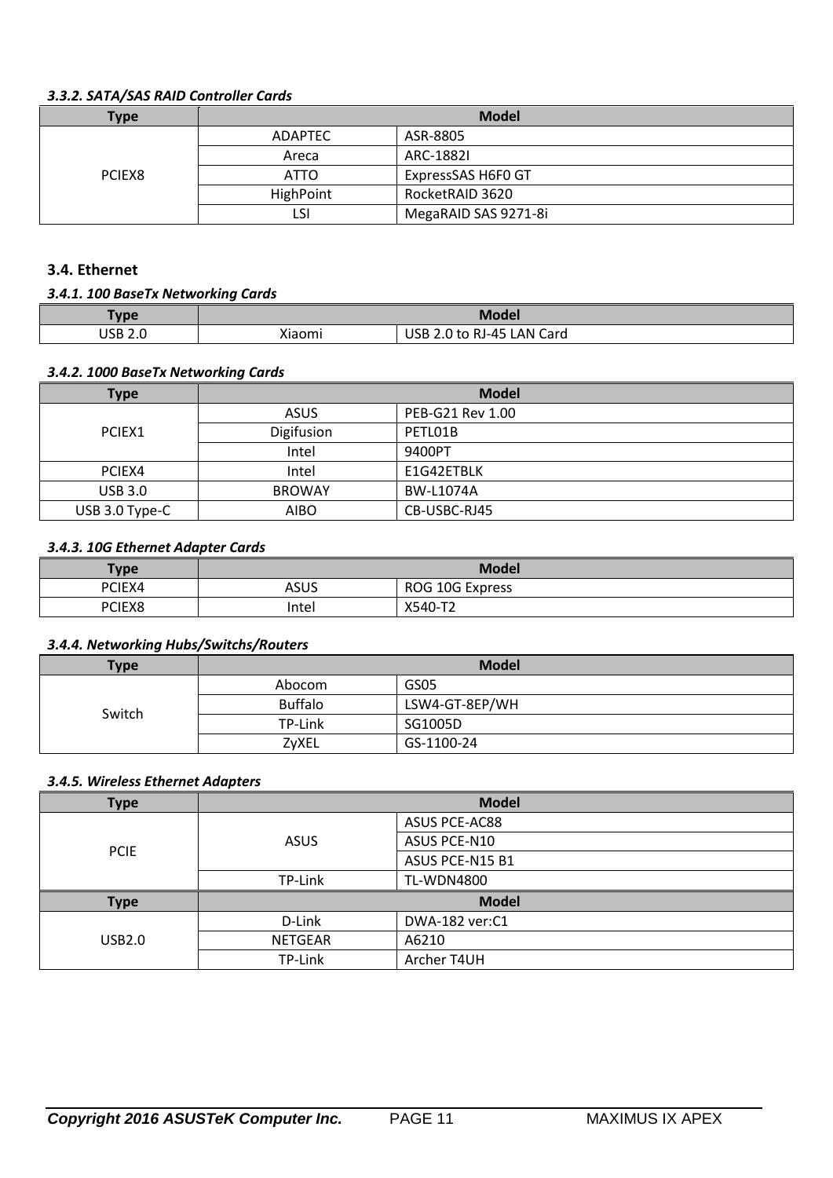#### *3.3.2. SATA/SAS RAID Controller Cards*

| Type | Model | |
|---|---|---|
| PCIEX8 | ADAPTEC | ASR-8805 |
| | Areca | ARC-1882I |
| | ATTO | ExpressSAS H6F0 GT |
| | HighPoint | RocketRAID 3620 |
| | LSI | MegaRAID SAS 9271-8i |

## 3.4. Ethernet

#### *3.4.1. 100 BaseTx Networking Cards*

| Type | Model | |
|---|---|---|
| USB 2.0 | Xiaomi | USB 2.0 to RJ-45 LAN Card |

#### *3.4.2. 1000 BaseTx Networking Cards*

| Type | Model | |
|---|---|---|
| PCIEX1 | ASUS | PEB-G21 Rev 1.00 |
| | Digifusion | PETL01B |
| | Intel | 9400PT |
| PCIEX4 | Intel | E1G42ETBLK |
| USB 3.0 | BROWAY | BW-L1074A |
| USB 3.0 Type-C | AIBO | CB-USBC-RJ45 |

#### *3.4.3. 10G Ethernet Adapter Cards*

| Type | Model | |
|---|---|---|
| PCIEX4 | ASUS | ROG 10G Express |
| PCIEX8 | Intel | X540-T2 |

#### *3.4.4. Networking Hubs/Switchs/Routers*

| Type | Model | |
|---|---|---|
| Switch | Abocom | GS05 |
| | Buffalo | LSW4-GT-8EP/WH |
| | TP-Link | SG1005D |
| | ZyXEL | GS-1100-24 |

#### *3.4.5. Wireless Ethernet Adapters*

| Type | Model | |
|---|---|---|
| PCIE | ASUS | ASUS PCE-AC88 |
| | | ASUS PCE-N10 |
| | | ASUS PCE-N15 B1 |
| | TP-Link | TL-WDN4800 |
| **Type** | **Model** | |
| USB2.0 | D-Link | DWA-182 ver:C1 |
| | NETGEAR | A6210 |
| | TP-Link | Archer T4UH |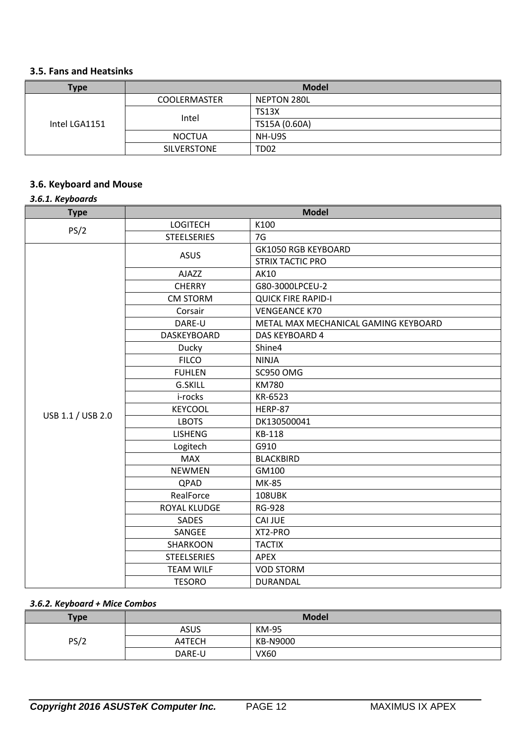### 3.5. Fans and Heatsinks

| Type | Model | |
|---|---|---|
| Intel LGA1151 | COOLERMASTER | NEPTON 280L |
| | Intel | TS13X |
| | | TS15A (0.60A) |
| | NOCTUA | NH-U9S |
| | SILVERSTONE | TD02 |

### 3.6. Keyboard and Mouse

#### *3.6.1. Keyboards*

| Type | Model | |
|---|---|---|
| PS/2 | LOGITECH | K100 |
| | STEELSERIES | 7G |
| USB 1.1 / USB 2.0 | ASUS | GK1050 RGB KEYBOARD |
| | | STRIX TACTIC PRO |
| | AJAZZ | AK10 |
| | CHERRY | G80-3000LPCEU-2 |
| | CM STORM | QUICK FIRE RAPID-I |
| | Corsair | VENGEANCE K70 |
| | DARE-U | METAL MAX MECHANICAL GAMING KEYBOARD |
| | DASKEYBOARD | DAS KEYBOARD 4 |
| | Ducky | Shine4 |
| | FILCO | NINJA |
| | FUHLEN | SC950 OMG |
| | G.SKILL | KM780 |
| | i-rocks | KR-6523 |
| | KEYCOOL | HERP-87 |
| | LBOTS | DK130500041 |
| | LISHENG | KB-118 |
| | Logitech | G910 |
| | MAX | BLACKBIRD |
| | NEWMEN | GM100 |
| | QPAD | MK-85 |
| | RealForce | 108UBK |
| | ROYAL KLUDGE | RG-928 |
| | SADES | CAI JUE |
| | SANGEE | XT2-PRO |
| | SHARKOON | TACTIX |
| | STEELSERIES | APEX |
| | TEAM WILF | VOD STORM |
| | TESORO | DURANDAL |

#### *3.6.2. Keyboard + Mice Combos*

| Type | Model | |
|---|---|---|
| PS/2 | ASUS | KM-95 |
| | A4TECH | KB-N9000 |
| | DARE-U | VX60 |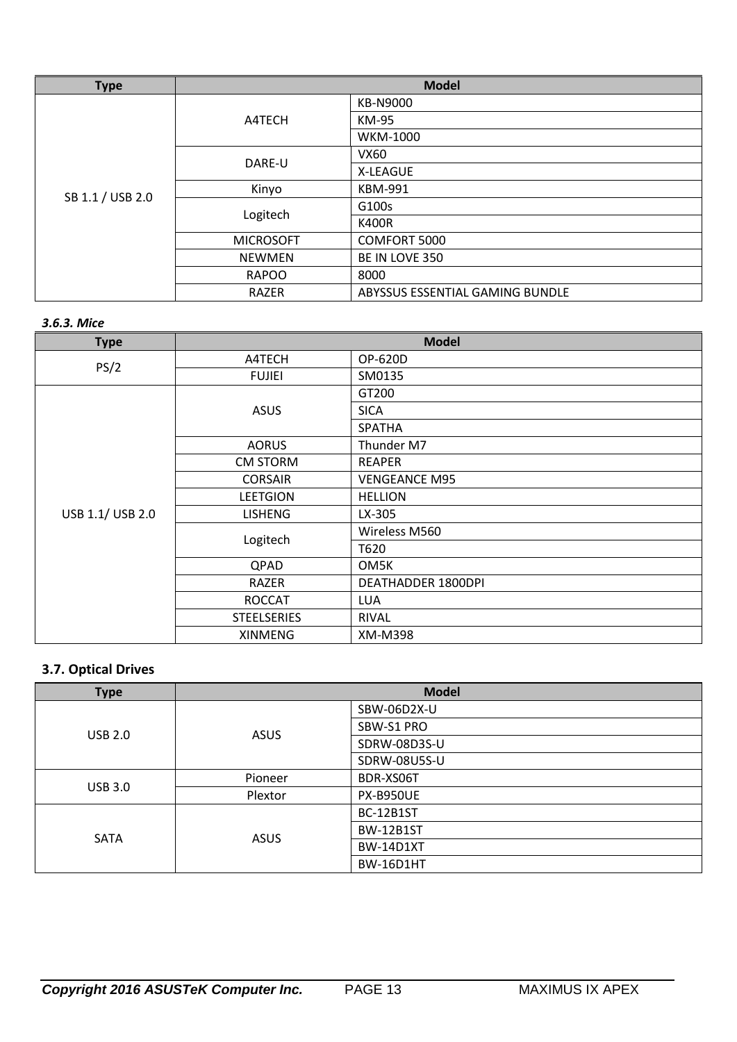| Type | Model | |
|---|---|---|
| SB 1.1 / USB 2.0 | A4TECH | KB-N9000 |
| | | KM-95 |
| | | WKM-1000 |
| | DARE-U | VX60 |
| | | X-LEAGUE |
| | Kinyo | KBM-991 |
| | Logitech | G100s |
| | | K400R |
| | MICROSOFT | COMFORT 5000 |
| | NEWMEN | BE IN LOVE 350 |
| | RAPOO | 8000 |
| | RAZER | ABYSSUS ESSENTIAL GAMING BUNDLE |

### *3.6.3. Mice*

| Type | Model | |
|---|---|---|
| PS/2 | A4TECH | OP-620D |
| | FUJIEI | SM0135 |
| USB 1.1/ USB 2.0 | ASUS | GT200 |
| | | SICA |
| | | SPATHA |
| | AORUS | Thunder M7 |
| | CM STORM | REAPER |
| | CORSAIR | VENGEANCE M95 |
| | LEETGION | HELLION |
| | LISHENG | LX-305 |
| | Logitech | Wireless M560 |
| | | T620 |
| | QPAD | OM5K |
| | RAZER | DEATHADDER 1800DPI |
| | ROCCAT | LUA |
| | STEELSERIES | RIVAL |
| | XINMENG | XM-M398 |

## 3.7. Optical Drives

| Type | Model | |
|---|---|---|
| USB 2.0 | ASUS | SBW-06D2X-U |
| | | SBW-S1 PRO |
| | | SDRW-08D3S-U |
| | | SDRW-08U5S-U |
| USB 3.0 | Pioneer | BDR-XS06T |
| | Plextor | PX-B950UE |
| SATA | ASUS | BC-12B1ST |
| | | BW-12B1ST |
| | | BW-14D1XT |
| | | BW-16D1HT |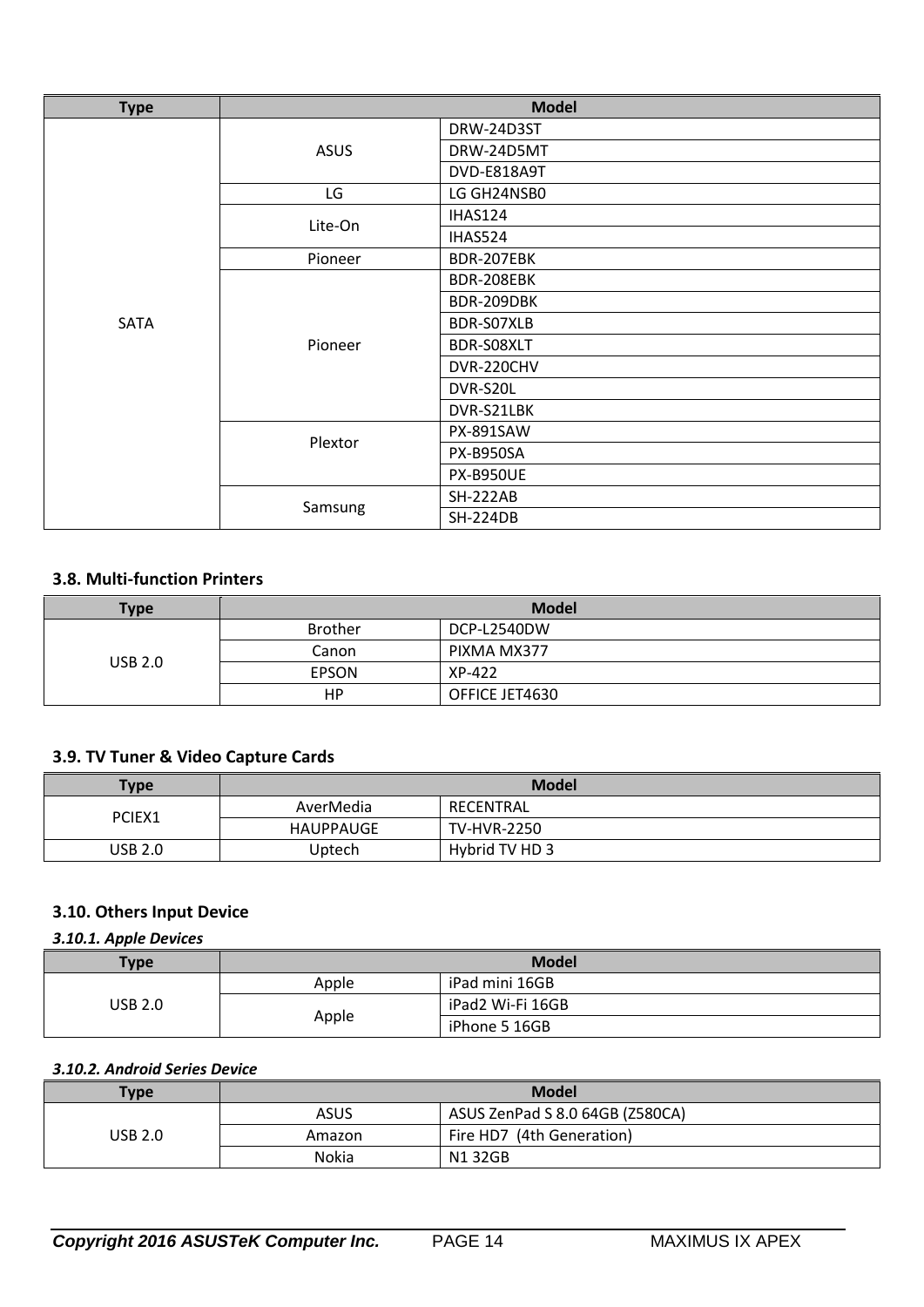| Type | Model | |
|---|---|---|
| SATA | ASUS | DRW-24D3ST |
| | | DRW-24D5MT |
| | | DVD-E818A9T |
| | LG | LG GH24NSB0 |
| | Lite-On | IHAS124 |
| | | IHAS524 |
| | Pioneer | BDR-207EBK |
| | Pioneer | BDR-208EBK |
| | | BDR-209DBK |
| | | BDR-S07XLB |
| | | BDR-S08XLT |
| | | DVR-220CHV |
| | | DVR-S20L |
| | | DVR-S21LBK |
| | Plextor | PX-891SAW |
| | | PX-B950SA |
| | | PX-B950UE |
| | Samsung | SH-222AB |
| | | SH-224DB |

## 3.8. Multi-function Printers

| Type | Model | |
|---|---|---|
| USB 2.0 | Brother | DCP-L2540DW |
| | Canon | PIXMA MX377 |
| | EPSON | XP-422 |
| | HP | OFFICE JET4630 |

## 3.9. TV Tuner & Video Capture Cards

| Type | Model | |
|---|---|---|
| PCIEX1 | AverMedia | RECENTRAL |
| | HAUPPAUGE | TV-HVR-2250 |
| USB 2.0 | Uptech | Hybrid TV HD 3 |

## 3.10. Others Input Device

### *3.10.1. Apple Devices*

| Type | Model | |
|---|---|---|
| USB 2.0 | Apple | iPad mini 16GB |
| | Apple | iPad2 Wi-Fi 16GB |
| | | iPhone 5 16GB |

### *3.10.2. Android Series Device*

| Type | Model | |
|---|---|---|
| USB 2.0 | ASUS | ASUS ZenPad S 8.0 64GB (Z580CA) |
| | Amazon | Fire HD7 (4th Generation) |
| | Nokia | N1 32GB |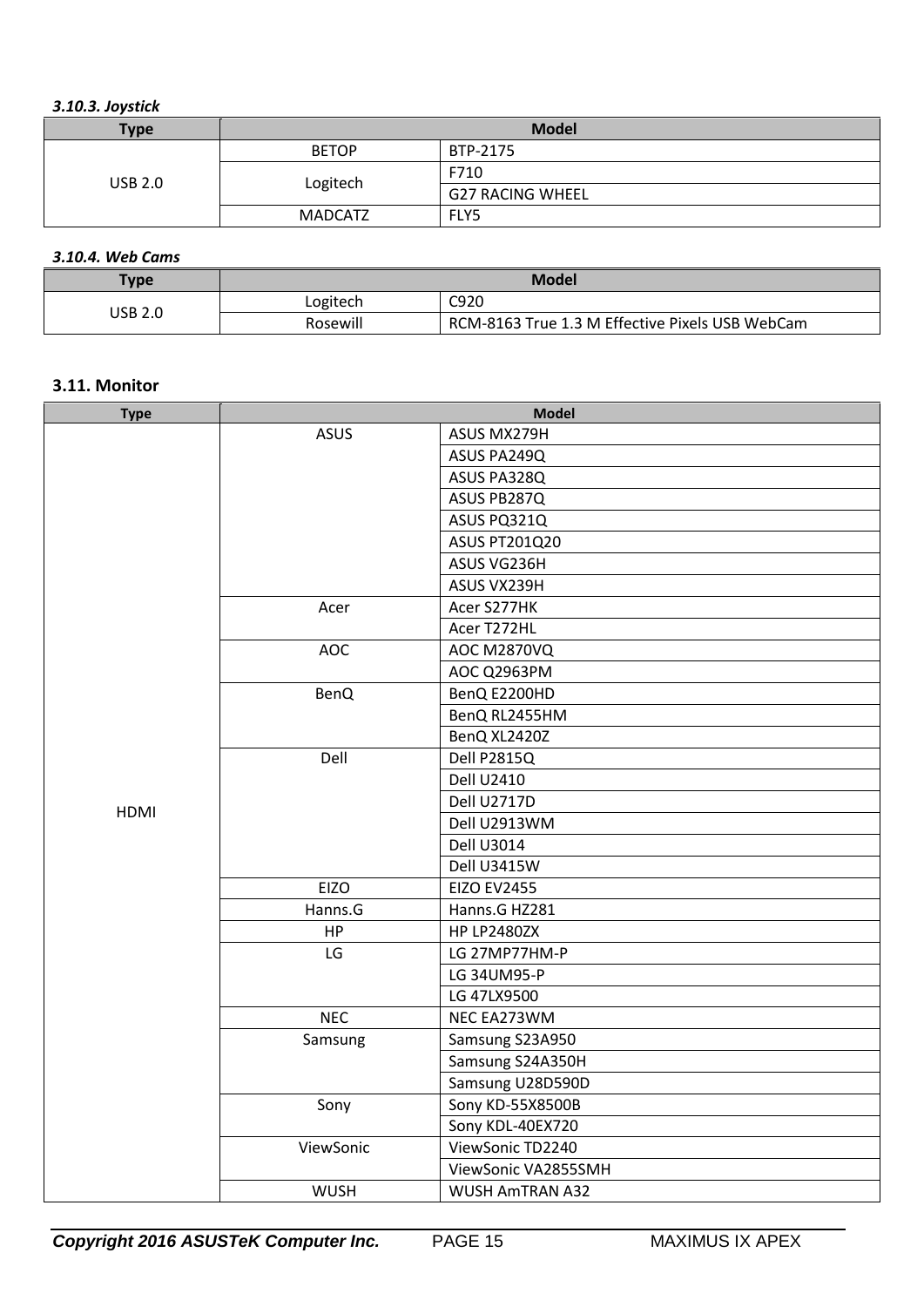### *3.10.3. Joystick*

| Type | Model | |
|---|---|---|
| USB 2.0 | BETOP | BTP-2175 |
| | Logitech | F710 |
| | | G27 RACING WHEEL |
| | MADCATZ | FLY5 |

### *3.10.4. Web Cams*

| Type | Model | |
|---|---|---|
| USB 2.0 | Logitech | C920 |
| | Rosewill | RCM-8163 True 1.3 M Effective Pixels USB WebCam |

## 3.11. Monitor

| Type | Model | |
|---|---|---|
| HDMI | ASUS | ASUS MX279H |
| | | ASUS PA249Q |
| | | ASUS PA328Q |
| | | ASUS PB287Q |
| | | ASUS PQ321Q |
| | | ASUS PT201Q20 |
| | | ASUS VG236H |
| | | ASUS VX239H |
| | Acer | Acer S277HK |
| | | Acer T272HL |
| | AOC | AOC M2870VQ |
| | | AOC Q2963PM |
| | BenQ | BenQ E2200HD |
| | | BenQ RL2455HM |
| | | BenQ XL2420Z |
| | Dell | Dell P2815Q |
| | | Dell U2410 |
| | | Dell U2717D |
| | | Dell U2913WM |
| | | Dell U3014 |
| | | Dell U3415W |
| | EIZO | EIZO EV2455 |
| | Hanns.G | Hanns.G HZ281 |
| | HP | HP LP2480ZX |
| | LG | LG 27MP77HM-P |
| | | LG 34UM95-P |
| | | LG 47LX9500 |
| | NEC | NEC EA273WM |
| | Samsung | Samsung S23A950 |
| | | Samsung S24A350H |
| | | Samsung U28D590D |
| | Sony | Sony KD-55X8500B |
| | | Sony KDL-40EX720 |
| | ViewSonic | ViewSonic TD2240 |
| | | ViewSonic VA2855SMH |
| | WUSH | WUSH AmTRAN A32 |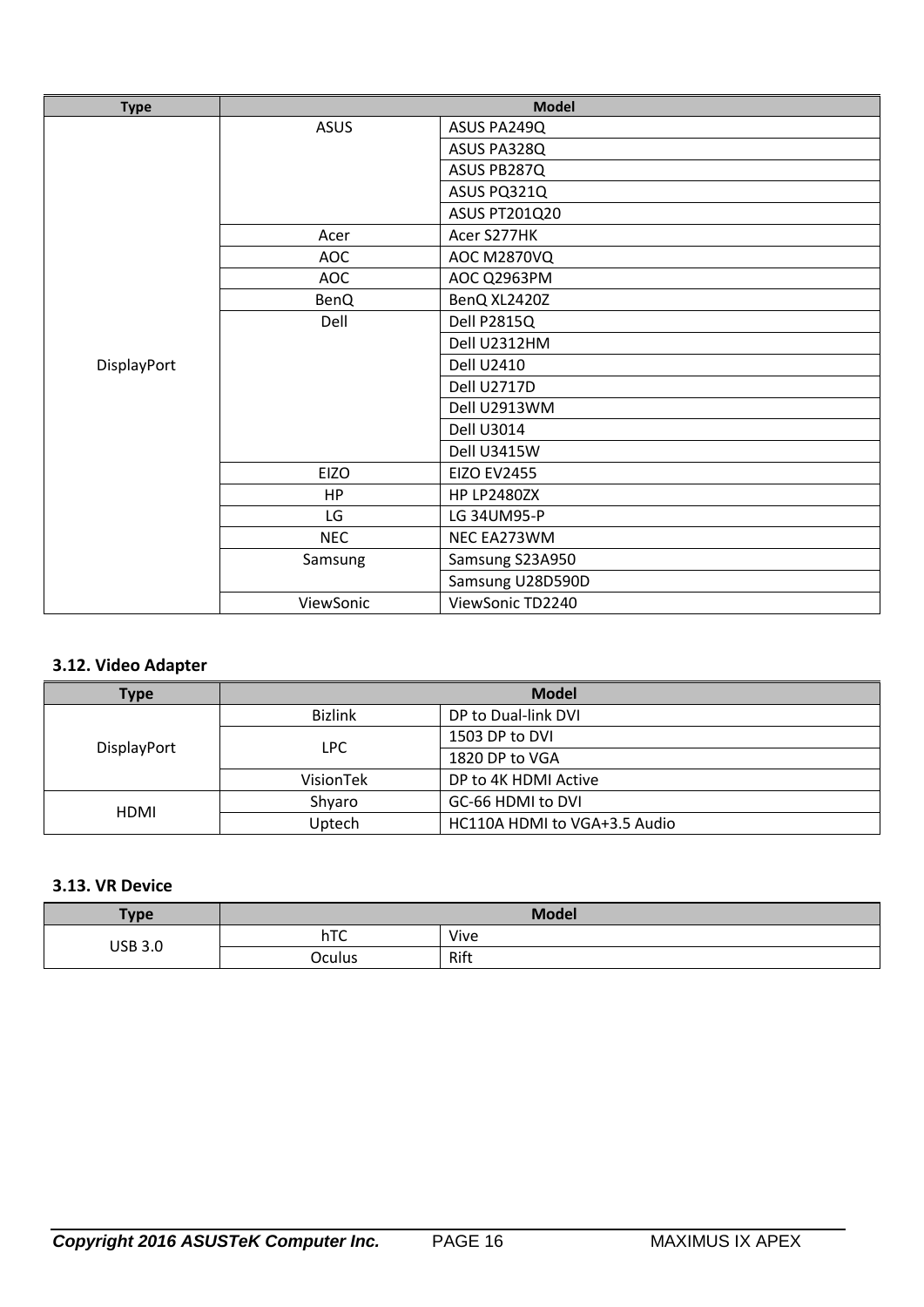| Type | Model | |
|---|---|---|
| DisplayPort | ASUS | ASUS PA249Q |
| | | ASUS PA328Q |
| | | ASUS PB287Q |
| | | ASUS PQ321Q |
| | | ASUS PT201Q20 |
| | Acer | Acer S277HK |
| | AOC | AOC M2870VQ |
| | AOC | AOC Q2963PM |
| | BenQ | BenQ XL2420Z |
| | Dell | Dell P2815Q |
| | | Dell U2312HM |
| | | Dell U2410 |
| | | Dell U2717D |
| | | Dell U2913WM |
| | | Dell U3014 |
| | | Dell U3415W |
| | EIZO | EIZO EV2455 |
| | HP | HP LP2480ZX |
| | LG | LG 34UM95-P |
| | NEC | NEC EA273WM |
| | Samsung | Samsung S23A950 |
| | | Samsung U28D590D |
| | ViewSonic | ViewSonic TD2240 |

### 3.12. Video Adapter

| Type | Model | |
|---|---|---|
| DisplayPort | Bizlink | DP to Dual-link DVI |
| | LPC | 1503 DP to DVI |
| | | 1820 DP to VGA |
| | VisionTek | DP to 4K HDMI Active |
| HDMI | Shyaro | GC-66 HDMI to DVI |
| | Uptech | HC110A HDMI to VGA+3.5 Audio |

### 3.13. VR Device

| Type | Model | |
|---|---|---|
| USB 3.0 | hTC | Vive |
| | Oculus | Rift |